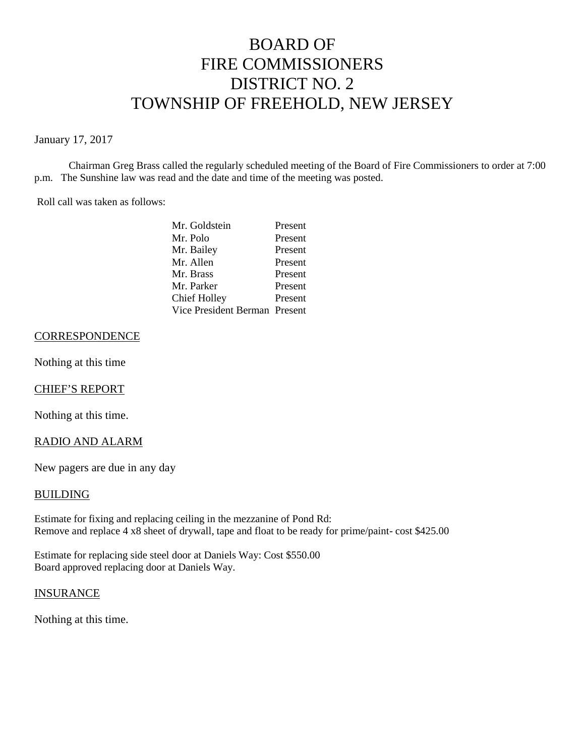# BOARD OF FIRE COMMISSIONERS DISTRICT NO. 2 TOWNSHIP OF FREEHOLD, NEW JERSEY

January 17, 2017

Chairman Greg Brass called the regularly scheduled meeting of the Board of Fire Commissioners to order at 7:00 p.m. The Sunshine law was read and the date and time of the meeting was posted.

Roll call was taken as follows:

| | |
|---|---|
| Mr. Goldstein | Present |
| Mr. Polo | Present |
| Mr. Bailey | Present |
| Mr. Allen | Present |
| Mr. Brass | Present |
| Mr. Parker | Present |
| Chief Holley | Present |
| Vice President Berman | Present |

## CORRESPONDENCE

Nothing at this time

## CHIEF'S REPORT

Nothing at this time.

## RADIO AND ALARM

New pagers are due in any day

## BUILDING

Estimate for fixing and replacing ceiling in the mezzanine of Pond Rd:
Remove and replace 4 x8 sheet of drywall, tape and float to be ready for prime/paint- cost $425.00

Estimate for replacing side steel door at Daniels Way: Cost $550.00
Board approved replacing door at Daniels Way.

## INSURANCE

Nothing at this time.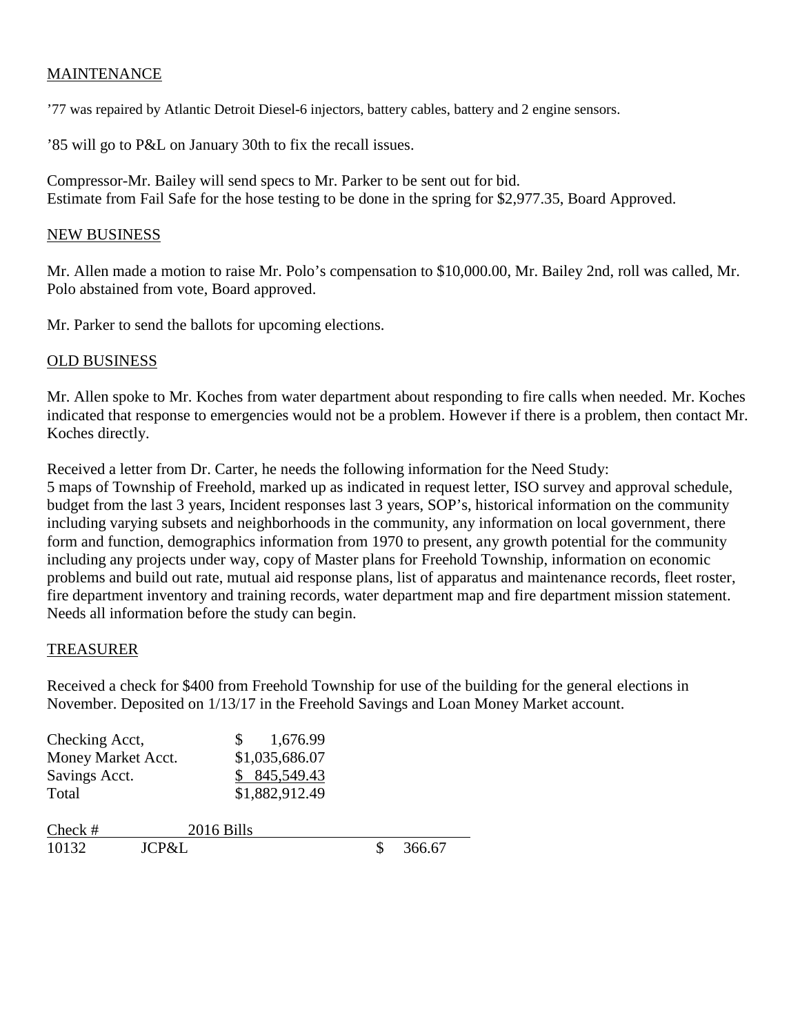## MAINTENANCE

’77 was repaired by Atlantic Detroit Diesel-6 injectors, battery cables, battery and 2 engine sensors.

’85 will go to P&L on January 30th to fix the recall issues.

Compressor-Mr. Bailey will send specs to Mr. Parker to be sent out for bid.
Estimate from Fail Safe for the hose testing to be done in the spring for $2,977.35, Board Approved.

## NEW BUSINESS

Mr. Allen made a motion to raise Mr. Polo’s compensation to $10,000.00, Mr. Bailey 2nd, roll was called, Mr. Polo abstained from vote, Board approved.

Mr. Parker to send the ballots for upcoming elections.

## OLD BUSINESS

Mr. Allen spoke to Mr. Koches from water department about responding to fire calls when needed. Mr. Koches indicated that response to emergencies would not be a problem. However if there is a problem, then contact Mr. Koches directly.

Received a letter from Dr. Carter, he needs the following information for the Need Study:
5 maps of Township of Freehold, marked up as indicated in request letter, ISO survey and approval schedule, budget from the last 3 years, Incident responses last 3 years, SOP’s, historical information on the community including varying subsets and neighborhoods in the community, any information on local government, there form and function, demographics information from 1970 to present, any growth potential for the community including any projects under way, copy of Master plans for Freehold Township, information on economic problems and build out rate, mutual aid response plans, list of apparatus and maintenance records, fleet roster, fire department inventory and training records, water department map and fire department mission statement. Needs all information before the study can begin.

## TREASURER

Received a check for $400 from Freehold Township for use of the building for the general elections in November. Deposited on 1/13/17 in the Freehold Savings and Loan Money Market account.

| | |
|---|---|
| Checking Acct, | $ 1,676.99 |
| Money Market Acct. | $1,035,686.07 |
| Savings Acct. | $ 845,549.43 |
| Total | $1,882,912.49 |

| Check # | 2016 Bills | |
|---|---|---|
| 10132 | JCP&L | $ 366.67 |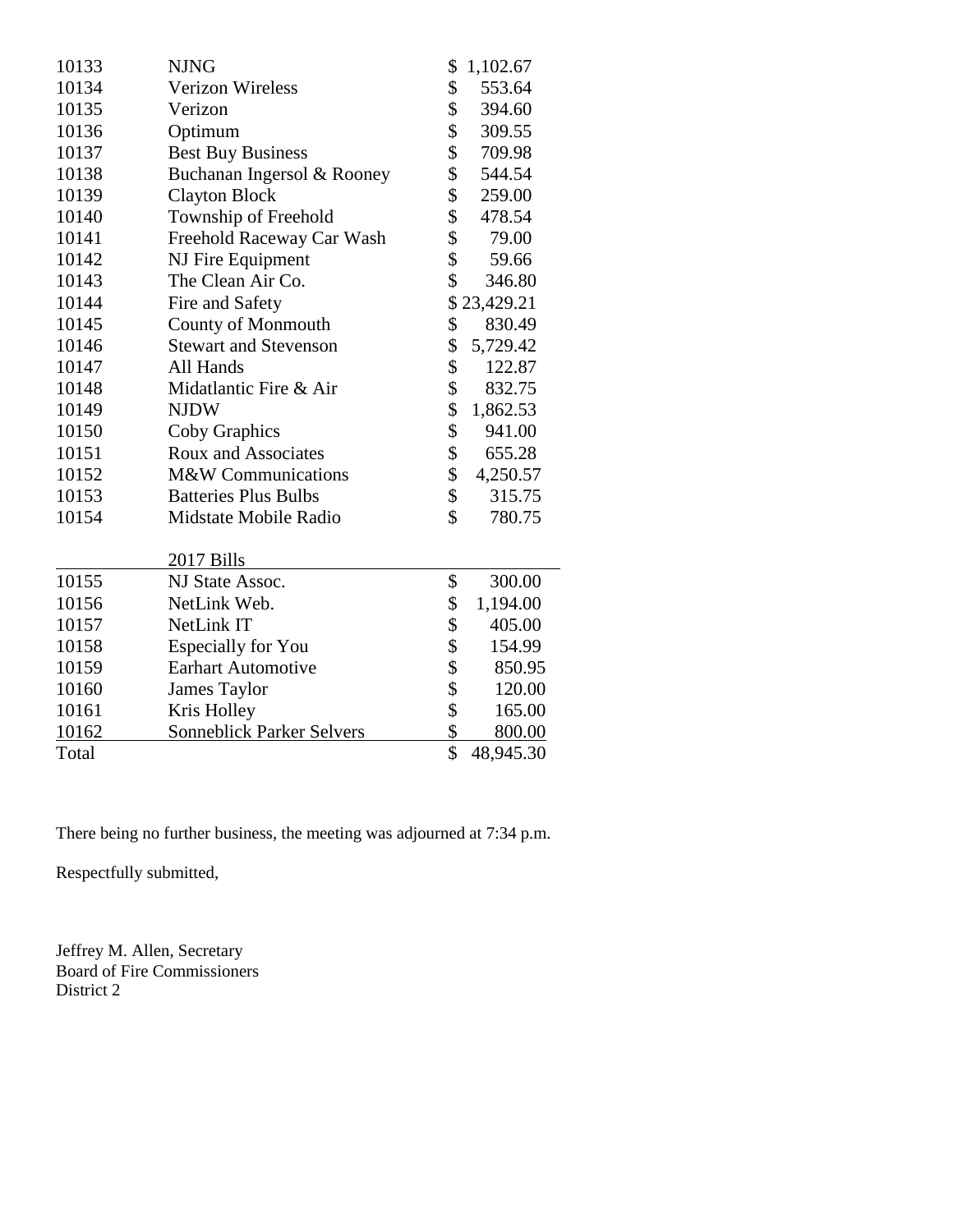| | | |
|---|---|---|
| 10133 | NJNG | $ 1,102.67 |
| 10134 | Verizon Wireless | $ 553.64 |
| 10135 | Verizon | $ 394.60 |
| 10136 | Optimum | $ 309.55 |
| 10137 | Best Buy Business | $ 709.98 |
| 10138 | Buchanan Ingersol & Rooney | $ 544.54 |
| 10139 | Clayton Block | $ 259.00 |
| 10140 | Township of Freehold | $ 478.54 |
| 10141 | Freehold Raceway Car Wash | $ 79.00 |
| 10142 | NJ Fire Equipment | $ 59.66 |
| 10143 | The Clean Air Co. | $ 346.80 |
| 10144 | Fire and Safety | $ 23,429.21 |
| 10145 | County of Monmouth | $ 830.49 |
| 10146 | Stewart and Stevenson | $ 5,729.42 |
| 10147 | All Hands | $ 122.87 |
| 10148 | Midatlantic Fire & Air | $ 832.75 |
| 10149 | NJDW | $ 1,862.53 |
| 10150 | Coby Graphics | $ 941.00 |
| 10151 | Roux and Associates | $ 655.28 |
| 10152 | M&W Communications | $ 4,250.57 |
| 10153 | Batteries Plus Bulbs | $ 315.75 |
| 10154 | Midstate Mobile Radio | $ 780.75 |
| | 2017 Bills | |
| 10155 | NJ State Assoc. | $ 300.00 |
| 10156 | NetLink Web. | $ 1,194.00 |
| 10157 | NetLink IT | $ 405.00 |
| 10158 | Especially for You | $ 154.99 |
| 10159 | Earhart Automotive | $ 850.95 |
| 10160 | James Taylor | $ 120.00 |
| 10161 | Kris Holley | $ 165.00 |
| 10162 | Sonneblick Parker Selvers | $ 800.00 |
| Total | | $ 48,945.30 |

There being no further business, the meeting was adjourned at 7:34 p.m.

Respectfully submitted,

Jeffrey M. Allen, Secretary
Board of Fire Commissioners
District 2